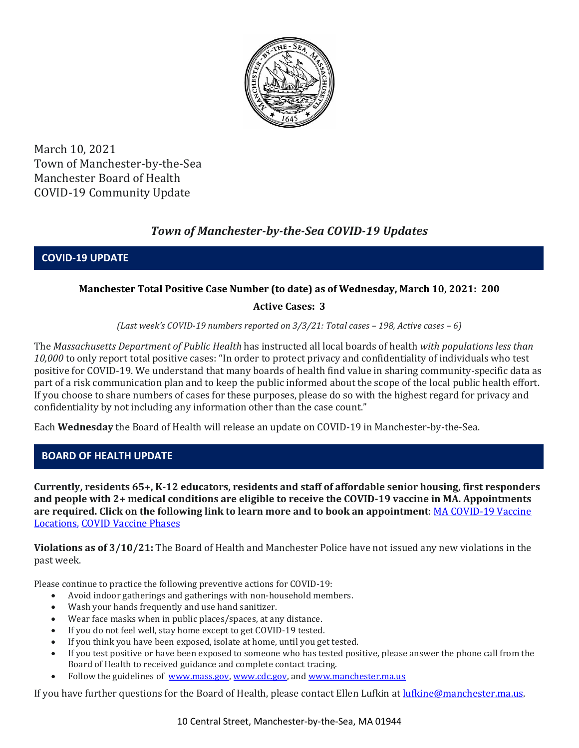March 10, 2021
Town of Manchester-by-the-Sea
Manchester Board of Health
COVID-19 Community Update

# *Town of Manchester-by-the-Sea COVID-19 Updates*

## COVID-19 UPDATE

**Manchester Total Positive Case Number (to date) as of Wednesday, March 10, 2021: 200**

**Active Cases: 3**

*(Last week's COVID-19 numbers reported on 3/3/21: Total cases – 198, Active cases – 6)*

The *Massachusetts Department of Public Health* has instructed all local boards of health *with populations less than 10,000* to only report total positive cases: "In order to protect privacy and confidentiality of individuals who test positive for COVID-19. We understand that many boards of health find value in sharing community-specific data as part of a risk communication plan and to keep the public informed about the scope of the local public health effort. If you choose to share numbers of cases for these purposes, please do so with the highest regard for privacy and confidentiality by not including any information other than the case count."

Each **Wednesday** the Board of Health will release an update on COVID-19 in Manchester-by-the-Sea.

## BOARD OF HEALTH UPDATE

**Currently, residents 65+, K-12 educators, residents and staff of affordable senior housing, first responders and people with 2+ medical conditions are eligible to receive the COVID-19 vaccine in MA. Appointments are required. Click on the following link to learn more and to book an appointment**: MA COVID-19 Vaccine Locations, COVID Vaccine Phases

**Violations as of 3/10/21:** The Board of Health and Manchester Police have not issued any new violations in the past week.

Please continue to practice the following preventive actions for COVID-19:

- Avoid indoor gatherings and gatherings with non-household members.
- Wash your hands frequently and use hand sanitizer.
- Wear face masks when in public places/spaces, at any distance.
- If you do not feel well, stay home except to get COVID-19 tested.
- If you think you have been exposed, isolate at home, until you get tested.
- If you test positive or have been exposed to someone who has tested positive, please answer the phone call from the Board of Health to received guidance and complete contact tracing.
- Follow the guidelines of www.mass.gov, www.cdc.gov, and www.manchester.ma.us

If you have further questions for the Board of Health, please contact Ellen Lufkin at lufkine@manchester.ma.us.

10 Central Street, Manchester-by-the-Sea, MA 01944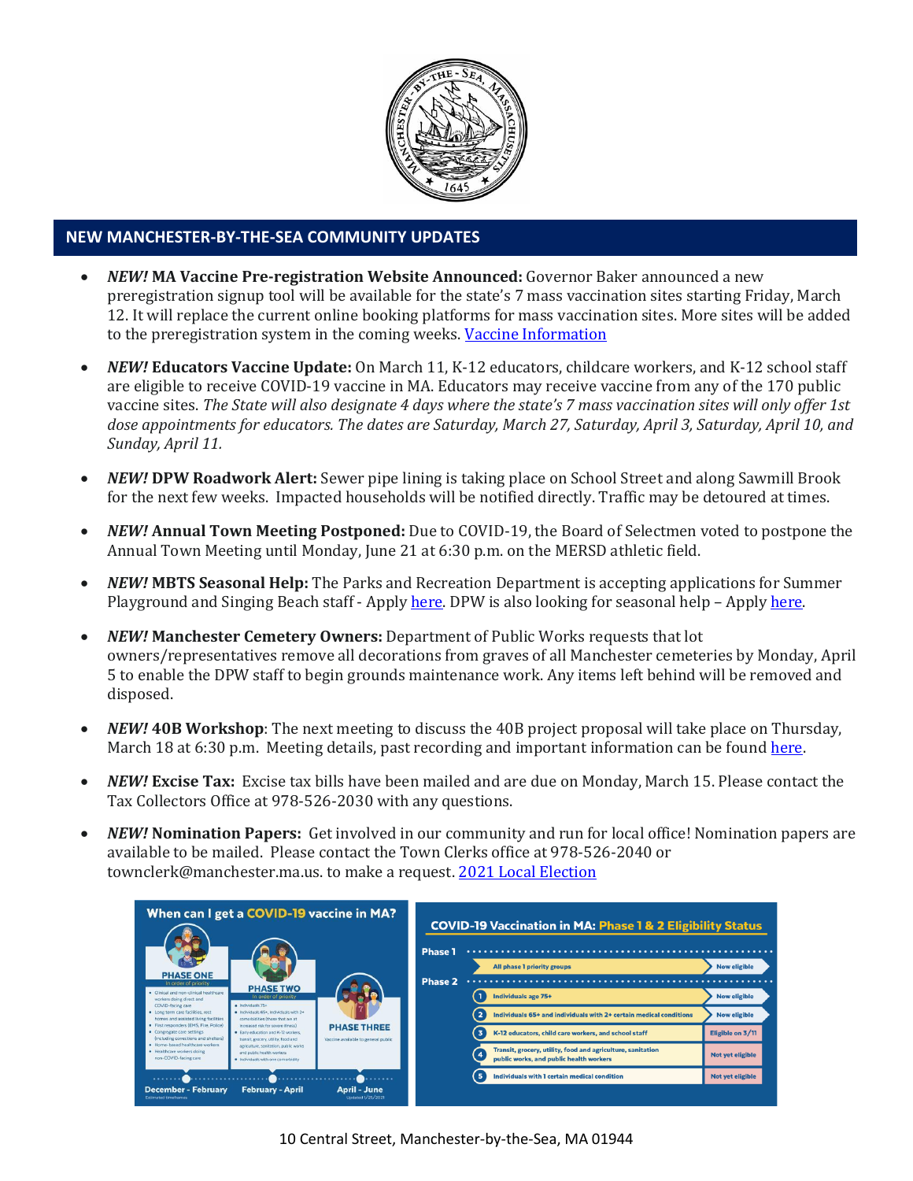## NEW MANCHESTER-BY-THE-SEA COMMUNITY UPDATES

- ***NEW!* MA Vaccine Pre-registration Website Announced:** Governor Baker announced a new preregistration signup tool will be available for the state's 7 mass vaccination sites starting Friday, March 12. It will replace the current online booking platforms for mass vaccination sites. More sites will be added to the preregistration system in the coming weeks. [Vaccine Information]

- ***NEW!* Educators Vaccine Update:** On March 11, K-12 educators, childcare workers, and K-12 school staff are eligible to receive COVID-19 vaccine in MA. Educators may receive vaccine from any of the 170 public vaccine sites. *The State will also designate 4 days where the state's 7 mass vaccination sites will only offer 1st dose appointments for educators. The dates are Saturday, March 27, Saturday, April 3, Saturday, April 10, and Sunday, April 11.*

- ***NEW!* DPW Roadwork Alert:** Sewer pipe lining is taking place on School Street and along Sawmill Brook for the next few weeks. Impacted households will be notified directly. Traffic may be detoured at times.

- ***NEW!* Annual Town Meeting Postponed:** Due to COVID-19, the Board of Selectmen voted to postpone the Annual Town Meeting until Monday, June 21 at 6:30 p.m. on the MERSD athletic field.

- ***NEW!* MBTS Seasonal Help:** The Parks and Recreation Department is accepting applications for Summer Playground and Singing Beach staff - Apply [here]. DPW is also looking for seasonal help – Apply [here].

- ***NEW!* Manchester Cemetery Owners:** Department of Public Works requests that lot owners/representatives remove all decorations from graves of all Manchester cemeteries by Monday, April 5 to enable the DPW staff to begin grounds maintenance work. Any items left behind will be removed and disposed.

- ***NEW!* 40B Workshop**: The next meeting to discuss the 40B project proposal will take place on Thursday, March 18 at 6:30 p.m. Meeting details, past recording and important information can be found [here].

- ***NEW!* Excise Tax:** Excise tax bills have been mailed and are due on Monday, March 15. Please contact the Tax Collectors Office at 978-526-2030 with any questions.

- ***NEW!* Nomination Papers:** Get involved in our community and run for local office! Nomination papers are available to be mailed. Please contact the Town Clerks office at 978-526-2040 or townclerk@manchester.ma.us. to make a request. [2021 Local Election]

### When can I get a COVID-19 vaccine in MA?

**PHASE ONE** (in order of priority) — December - February
- Clinical and non-clinical healthcare workers doing direct and COVID-facing care
- Long term care facilities, rest homes and assisted living facilities
- First responders (EMS, Fire, Police)
- Congregate care settings (including corrections and shelters)
- Home-based healthcare workers
- Healthcare workers doing non-COVID-facing care

**PHASE TWO** (in order of priority) — February - April
- Individuals 75+
- Individuals 65+, individuals with 2+ comorbidities (those that are at increased risk for severe illness)
- Early education and K-12 workers, transit, grocery, utility, food and agriculture, sanitation, public works and public health workers
- Individuals with one comorbidity

**PHASE THREE** — April - June
Vaccine available to general public

Estimated timeframes. Updated 1/25/2021

### COVID-19 Vaccination in MA: Phase 1 & 2 Eligibility Status

| Phase | Group | Status |
|---|---|---|
| Phase 1 | All phase 1 priority groups | Now eligible |
| Phase 2 | 1. Individuals age 75+ | Now eligible |
| | 2. Individuals 65+ and individuals with 2+ certain medical conditions | Now eligible |
| | 3. K-12 educators, child care workers, and school staff | Eligible on 3/11 |
| | 4. Transit, grocery, utility, food and agriculture, sanitation public works, and public health workers | Not yet eligible |
| | 5. Individuals with 1 certain medical condition | Not yet eligible |

10 Central Street, Manchester-by-the-Sea, MA 01944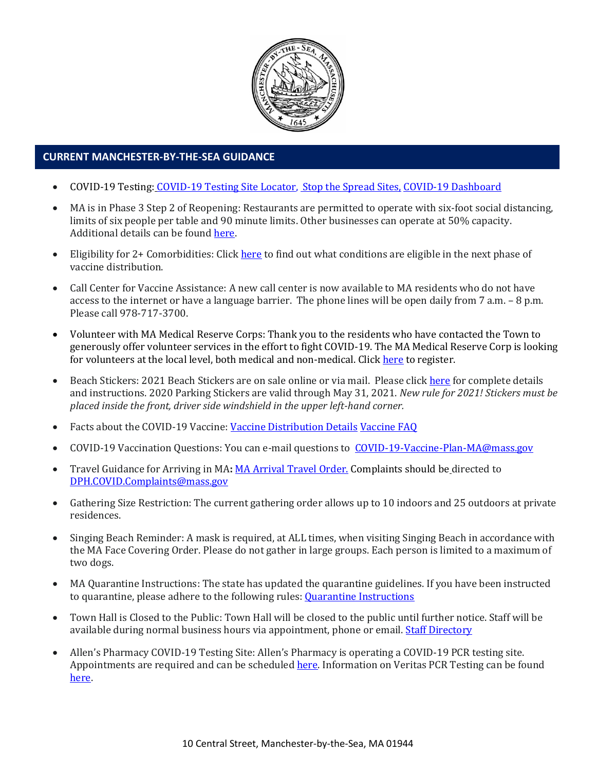## CURRENT MANCHESTER-BY-THE-SEA GUIDANCE

- COVID-19 Testing: COVID-19 Testing Site Locator, Stop the Spread Sites, COVID-19 Dashboard
- MA is in Phase 3 Step 2 of Reopening: Restaurants are permitted to operate with six-foot social distancing, limits of six people per table and 90 minute limits. Other businesses can operate at 50% capacity. Additional details can be found here.
- Eligibility for 2+ Comorbidities: Click here to find out what conditions are eligible in the next phase of vaccine distribution.
- Call Center for Vaccine Assistance: A new call center is now available to MA residents who do not have access to the internet or have a language barrier. The phone lines will be open daily from 7 a.m. – 8 p.m. Please call 978-717-3700.
- Volunteer with MA Medical Reserve Corps: Thank you to the residents who have contacted the Town to generously offer volunteer services in the effort to fight COVID-19. The MA Medical Reserve Corp is looking for volunteers at the local level, both medical and non-medical. Click here to register.
- Beach Stickers: 2021 Beach Stickers are on sale online or via mail. Please click here for complete details and instructions. 2020 Parking Stickers are valid through May 31, 2021. *New rule for 2021! Stickers must be placed inside the front, driver side windshield in the upper left-hand corner.*
- Facts about the COVID-19 Vaccine: Vaccine Distribution Details Vaccine FAQ
- COVID-19 Vaccination Questions: You can e-mail questions to COVID-19-Vaccine-Plan-MA@mass.gov
- Travel Guidance for Arriving in MA**:** MA Arrival Travel Order. Complaints should be directed to DPH.COVID.Complaints@mass.gov
- Gathering Size Restriction: The current gathering order allows up to 10 indoors and 25 outdoors at private residences.
- Singing Beach Reminder: A mask is required, at ALL times, when visiting Singing Beach in accordance with the MA Face Covering Order. Please do not gather in large groups. Each person is limited to a maximum of two dogs.
- MA Quarantine Instructions: The state has updated the quarantine guidelines. If you have been instructed to quarantine, please adhere to the following rules: Quarantine Instructions
- Town Hall is Closed to the Public: Town Hall will be closed to the public until further notice. Staff will be available during normal business hours via appointment, phone or email. Staff Directory
- Allen's Pharmacy COVID-19 Testing Site: Allen's Pharmacy is operating a COVID-19 PCR testing site. Appointments are required and can be scheduled here. Information on Veritas PCR Testing can be found here.

10 Central Street, Manchester-by-the-Sea, MA 01944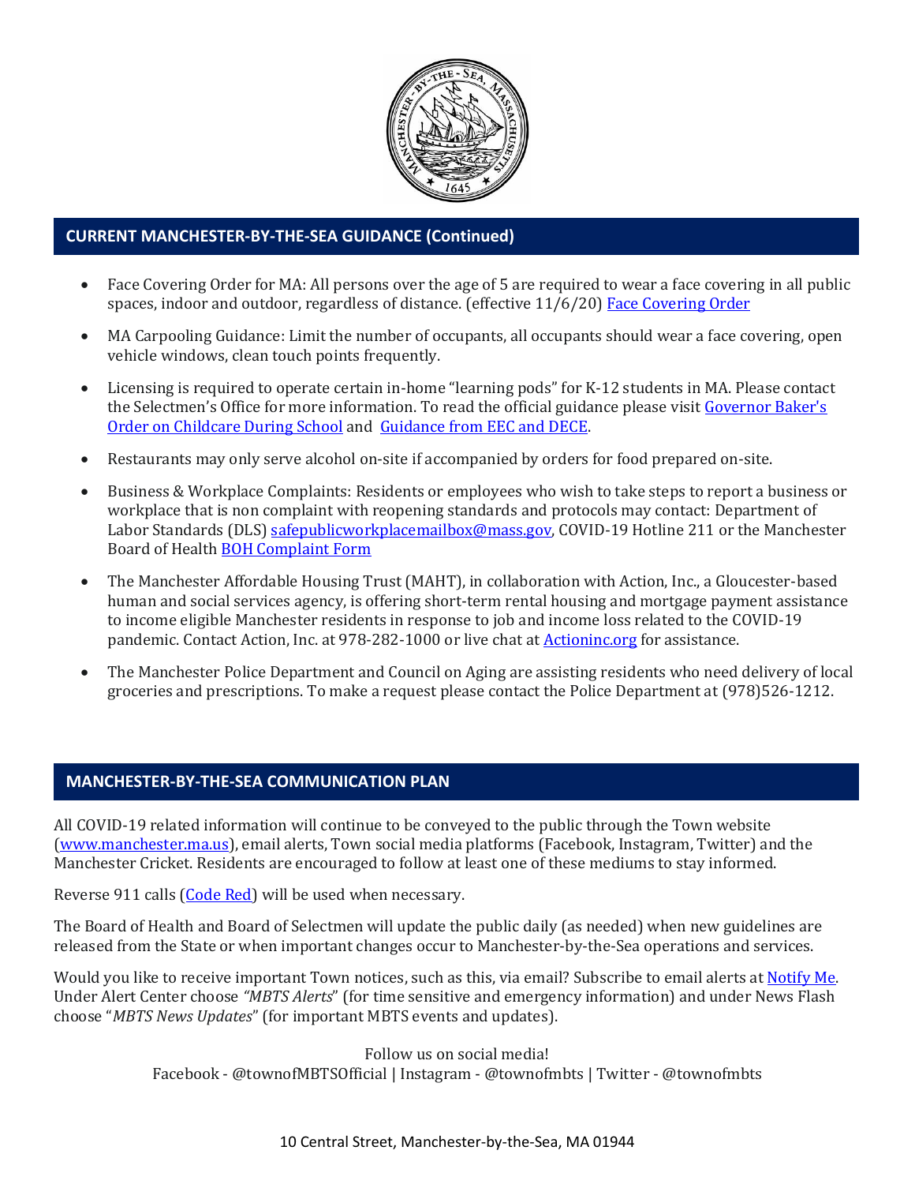## CURRENT MANCHESTER-BY-THE-SEA GUIDANCE (Continued)

- Face Covering Order for MA: All persons over the age of 5 are required to wear a face covering in all public spaces, indoor and outdoor, regardless of distance. (effective 11/6/20) Face Covering Order
- MA Carpooling Guidance: Limit the number of occupants, all occupants should wear a face covering, open vehicle windows, clean touch points frequently.
- Licensing is required to operate certain in-home "learning pods" for K-12 students in MA. Please contact the Selectmen's Office for more information. To read the official guidance please visit Governor Baker's Order on Childcare During School and Guidance from EEC and DECE.
- Restaurants may only serve alcohol on-site if accompanied by orders for food prepared on-site.
- Business & Workplace Complaints: Residents or employees who wish to take steps to report a business or workplace that is non complaint with reopening standards and protocols may contact: Department of Labor Standards (DLS) safepublicworkplacemailbox@mass.gov, COVID-19 Hotline 211 or the Manchester Board of Health BOH Complaint Form
- The Manchester Affordable Housing Trust (MAHT), in collaboration with Action, Inc., a Gloucester-based human and social services agency, is offering short-term rental housing and mortgage payment assistance to income eligible Manchester residents in response to job and income loss related to the COVID-19 pandemic. Contact Action, Inc. at 978-282-1000 or live chat at Actioninc.org for assistance.
- The Manchester Police Department and Council on Aging are assisting residents who need delivery of local groceries and prescriptions. To make a request please contact the Police Department at (978)526-1212.

## MANCHESTER-BY-THE-SEA COMMUNICATION PLAN

All COVID-19 related information will continue to be conveyed to the public through the Town website (www.manchester.ma.us), email alerts, Town social media platforms (Facebook, Instagram, Twitter) and the Manchester Cricket. Residents are encouraged to follow at least one of these mediums to stay informed.

Reverse 911 calls (Code Red) will be used when necessary.

The Board of Health and Board of Selectmen will update the public daily (as needed) when new guidelines are released from the State or when important changes occur to Manchester-by-the-Sea operations and services.

Would you like to receive important Town notices, such as this, via email? Subscribe to email alerts at Notify Me. Under Alert Center choose *"MBTS Alerts*" (for time sensitive and emergency information) and under News Flash choose "*MBTS News Updates*" (for important MBTS events and updates).

Follow us on social media!
Facebook - @townofMBTSOfficial | Instagram - @townofmbts | Twitter - @townofmbts

10 Central Street, Manchester-by-the-Sea, MA 01944